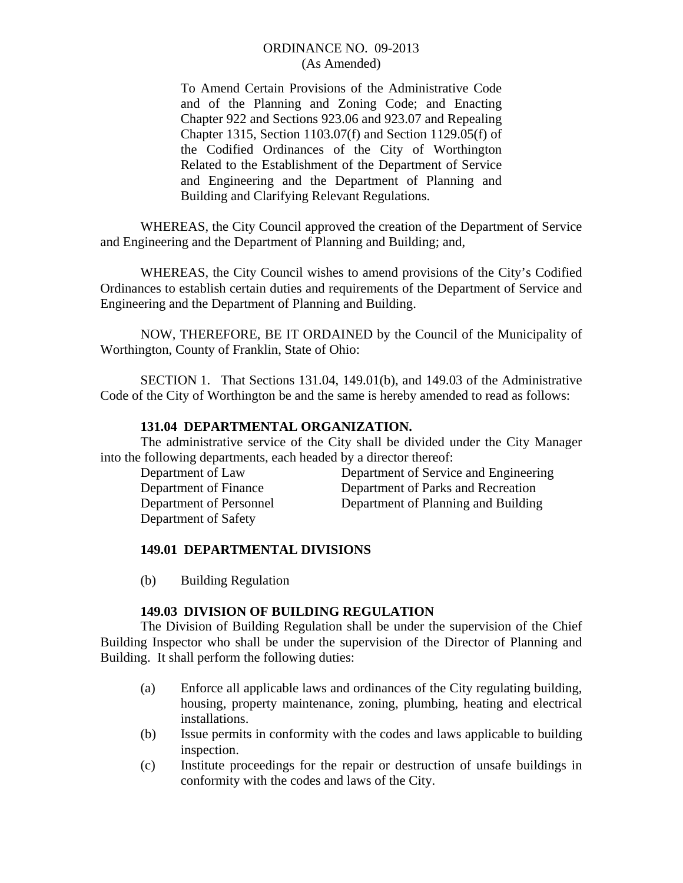ORDINANCE NO. 09-2013
(As Amended)

To Amend Certain Provisions of the Administrative Code and of the Planning and Zoning Code; and Enacting Chapter 922 and Sections 923.06 and 923.07 and Repealing Chapter 1315, Section 1103.07(f) and Section 1129.05(f) of the Codified Ordinances of the City of Worthington Related to the Establishment of the Department of Service and Engineering and the Department of Planning and Building and Clarifying Relevant Regulations.

WHEREAS, the City Council approved the creation of the Department of Service and Engineering and the Department of Planning and Building; and,

WHEREAS, the City Council wishes to amend provisions of the City's Codified Ordinances to establish certain duties and requirements of the Department of Service and Engineering and the Department of Planning and Building.

NOW, THEREFORE, BE IT ORDAINED by the Council of the Municipality of Worthington, County of Franklin, State of Ohio:

SECTION 1. That Sections 131.04, 149.01(b), and 149.03 of the Administrative Code of the City of Worthington be and the same is hereby amended to read as follows:

**131.04 DEPARTMENTAL ORGANIZATION.**

The administrative service of the City shall be divided under the City Manager into the following departments, each headed by a director thereof:

Department of Law
Department of Finance
Department of Personnel
Department of Safety
Department of Service and Engineering
Department of Parks and Recreation
Department of Planning and Building

**149.01 DEPARTMENTAL DIVISIONS**

(b) Building Regulation

**149.03 DIVISION OF BUILDING REGULATION**

The Division of Building Regulation shall be under the supervision of the Chief Building Inspector who shall be under the supervision of the Director of Planning and Building. It shall perform the following duties:

(a) Enforce all applicable laws and ordinances of the City regulating building, housing, property maintenance, zoning, plumbing, heating and electrical installations.

(b) Issue permits in conformity with the codes and laws applicable to building inspection.

(c) Institute proceedings for the repair or destruction of unsafe buildings in conformity with the codes and laws of the City.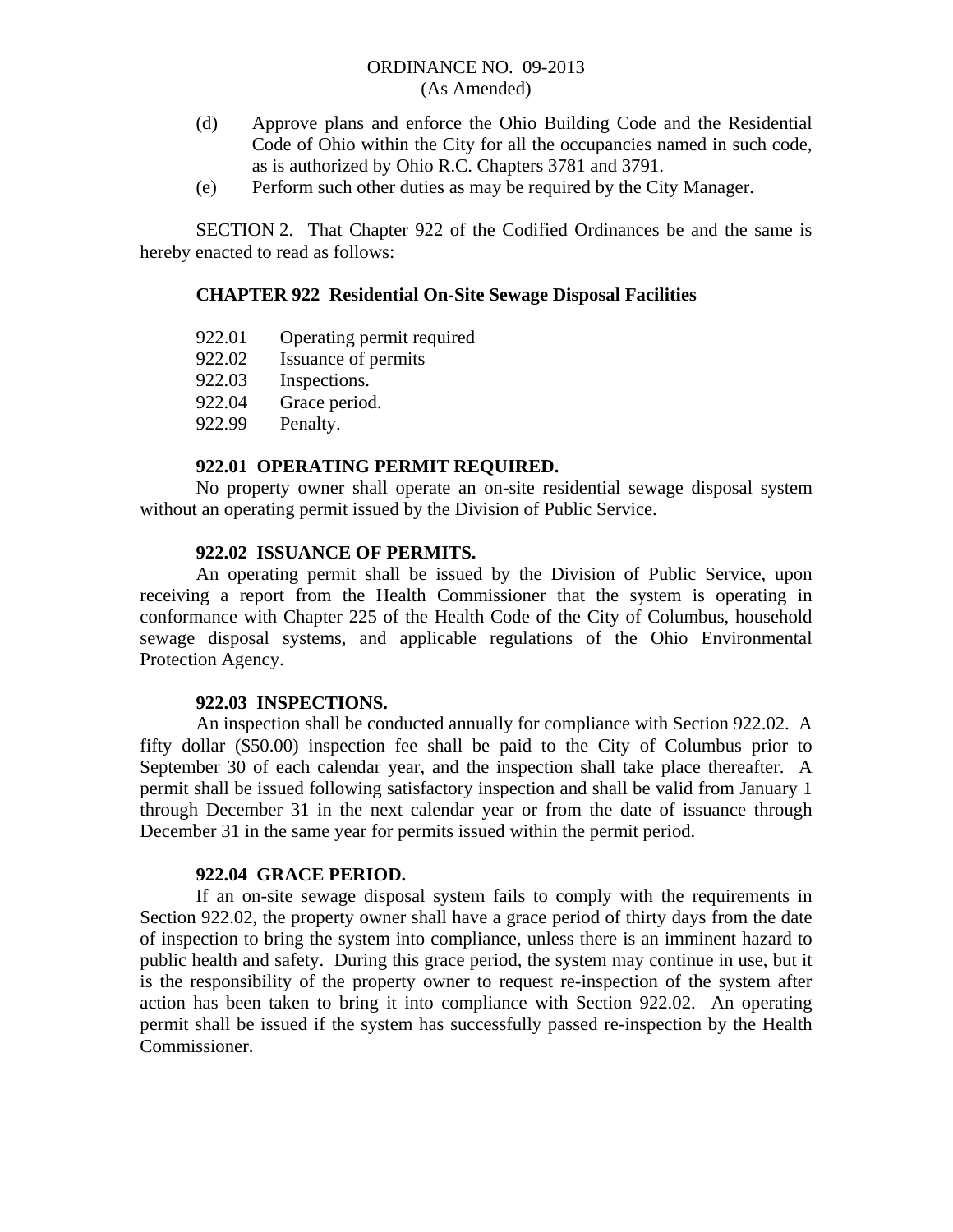(d) Approve plans and enforce the Ohio Building Code and the Residential Code of Ohio within the City for all the occupancies named in such code, as is authorized by Ohio R.C. Chapters 3781 and 3791.

(e) Perform such other duties as may be required by the City Manager.

SECTION 2. That Chapter 922 of the Codified Ordinances be and the same is hereby enacted to read as follows:

**CHAPTER 922 Residential On-Site Sewage Disposal Facilities**

922.01 Operating permit required
922.02 Issuance of permits
922.03 Inspections.
922.04 Grace period.
922.99 Penalty.

**922.01 OPERATING PERMIT REQUIRED.**

No property owner shall operate an on-site residential sewage disposal system without an operating permit issued by the Division of Public Service.

**922.02 ISSUANCE OF PERMITS.**

An operating permit shall be issued by the Division of Public Service, upon receiving a report from the Health Commissioner that the system is operating in conformance with Chapter 225 of the Health Code of the City of Columbus, household sewage disposal systems, and applicable regulations of the Ohio Environmental Protection Agency.

**922.03 INSPECTIONS.**

An inspection shall be conducted annually for compliance with Section 922.02. A fifty dollar ($50.00) inspection fee shall be paid to the City of Columbus prior to September 30 of each calendar year, and the inspection shall take place thereafter. A permit shall be issued following satisfactory inspection and shall be valid from January 1 through December 31 in the next calendar year or from the date of issuance through December 31 in the same year for permits issued within the permit period.

**922.04 GRACE PERIOD.**

If an on-site sewage disposal system fails to comply with the requirements in Section 922.02, the property owner shall have a grace period of thirty days from the date of inspection to bring the system into compliance, unless there is an imminent hazard to public health and safety. During this grace period, the system may continue in use, but it is the responsibility of the property owner to request re-inspection of the system after action has been taken to bring it into compliance with Section 922.02. An operating permit shall be issued if the system has successfully passed re-inspection by the Health Commissioner.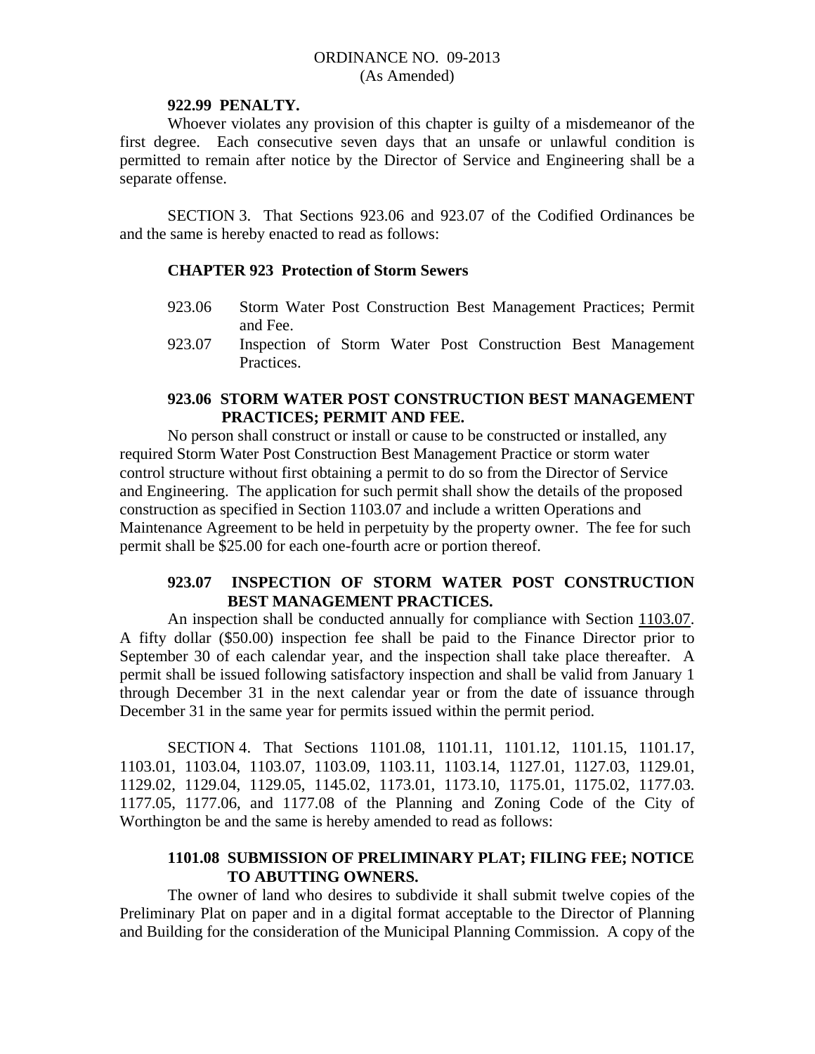ORDINANCE NO. 09-2013
(As Amended)

**922.99 PENALTY.**

Whoever violates any provision of this chapter is guilty of a misdemeanor of the first degree. Each consecutive seven days that an unsafe or unlawful condition is permitted to remain after notice by the Director of Service and Engineering shall be a separate offense.

SECTION 3. That Sections 923.06 and 923.07 of the Codified Ordinances be and the same is hereby enacted to read as follows:

**CHAPTER 923 Protection of Storm Sewers**

923.06 Storm Water Post Construction Best Management Practices; Permit and Fee.

923.07 Inspection of Storm Water Post Construction Best Management Practices.

**923.06 STORM WATER POST CONSTRUCTION BEST MANAGEMENT PRACTICES; PERMIT AND FEE.**

No person shall construct or install or cause to be constructed or installed, any required Storm Water Post Construction Best Management Practice or storm water control structure without first obtaining a permit to do so from the Director of Service and Engineering. The application for such permit shall show the details of the proposed construction as specified in Section 1103.07 and include a written Operations and Maintenance Agreement to be held in perpetuity by the property owner. The fee for such permit shall be $25.00 for each one-fourth acre or portion thereof.

**923.07 INSPECTION OF STORM WATER POST CONSTRUCTION BEST MANAGEMENT PRACTICES.**

An inspection shall be conducted annually for compliance with Section 1103.07. A fifty dollar ($50.00) inspection fee shall be paid to the Finance Director prior to September 30 of each calendar year, and the inspection shall take place thereafter. A permit shall be issued following satisfactory inspection and shall be valid from January 1 through December 31 in the next calendar year or from the date of issuance through December 31 in the same year for permits issued within the permit period.

SECTION 4. That Sections 1101.08, 1101.11, 1101.12, 1101.15, 1101.17, 1103.01, 1103.04, 1103.07, 1103.09, 1103.11, 1103.14, 1127.01, 1127.03, 1129.01, 1129.02, 1129.04, 1129.05, 1145.02, 1173.01, 1173.10, 1175.01, 1175.02, 1177.03. 1177.05, 1177.06, and 1177.08 of the Planning and Zoning Code of the City of Worthington be and the same is hereby amended to read as follows:

**1101.08 SUBMISSION OF PRELIMINARY PLAT; FILING FEE; NOTICE TO ABUTTING OWNERS.**

The owner of land who desires to subdivide it shall submit twelve copies of the Preliminary Plat on paper and in a digital format acceptable to the Director of Planning and Building for the consideration of the Municipal Planning Commission. A copy of the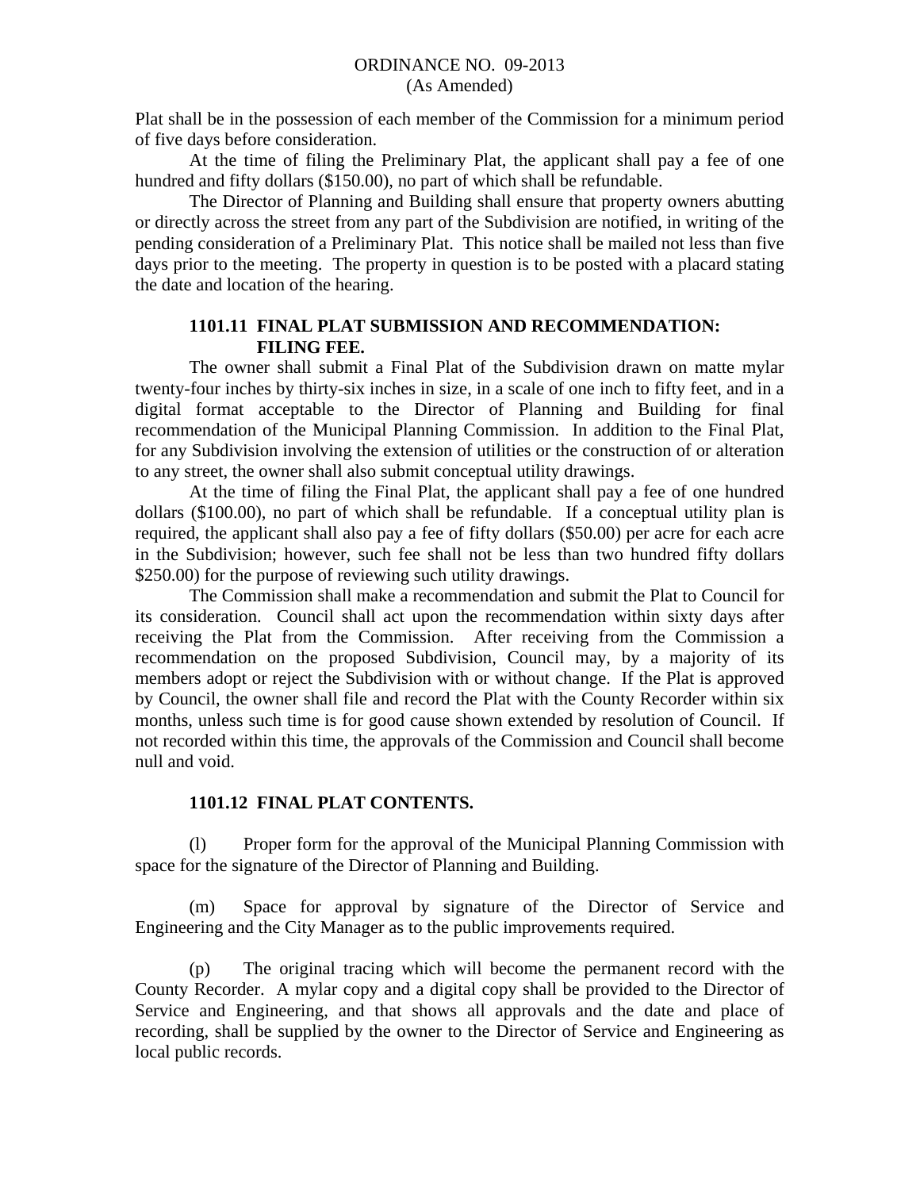Plat shall be in the possession of each member of the Commission for a minimum period of five days before consideration.

At the time of filing the Preliminary Plat, the applicant shall pay a fee of one hundred and fifty dollars ($150.00), no part of which shall be refundable.

The Director of Planning and Building shall ensure that property owners abutting or directly across the street from any part of the Subdivision are notified, in writing of the pending consideration of a Preliminary Plat. This notice shall be mailed not less than five days prior to the meeting. The property in question is to be posted with a placard stating the date and location of the hearing.

**1101.11 FINAL PLAT SUBMISSION AND RECOMMENDATION: FILING FEE.**

The owner shall submit a Final Plat of the Subdivision drawn on matte mylar twenty-four inches by thirty-six inches in size, in a scale of one inch to fifty feet, and in a digital format acceptable to the Director of Planning and Building for final recommendation of the Municipal Planning Commission. In addition to the Final Plat, for any Subdivision involving the extension of utilities or the construction of or alteration to any street, the owner shall also submit conceptual utility drawings.

At the time of filing the Final Plat, the applicant shall pay a fee of one hundred dollars ($100.00), no part of which shall be refundable. If a conceptual utility plan is required, the applicant shall also pay a fee of fifty dollars ($50.00) per acre for each acre in the Subdivision; however, such fee shall not be less than two hundred fifty dollars $250.00) for the purpose of reviewing such utility drawings.

The Commission shall make a recommendation and submit the Plat to Council for its consideration. Council shall act upon the recommendation within sixty days after receiving the Plat from the Commission. After receiving from the Commission a recommendation on the proposed Subdivision, Council may, by a majority of its members adopt or reject the Subdivision with or without change. If the Plat is approved by Council, the owner shall file and record the Plat with the County Recorder within six months, unless such time is for good cause shown extended by resolution of Council. If not recorded within this time, the approvals of the Commission and Council shall become null and void.

**1101.12 FINAL PLAT CONTENTS.**

(l) Proper form for the approval of the Municipal Planning Commission with space for the signature of the Director of Planning and Building.

(m) Space for approval by signature of the Director of Service and Engineering and the City Manager as to the public improvements required.

(p) The original tracing which will become the permanent record with the County Recorder. A mylar copy and a digital copy shall be provided to the Director of Service and Engineering, and that shows all approvals and the date and place of recording, shall be supplied by the owner to the Director of Service and Engineering as local public records.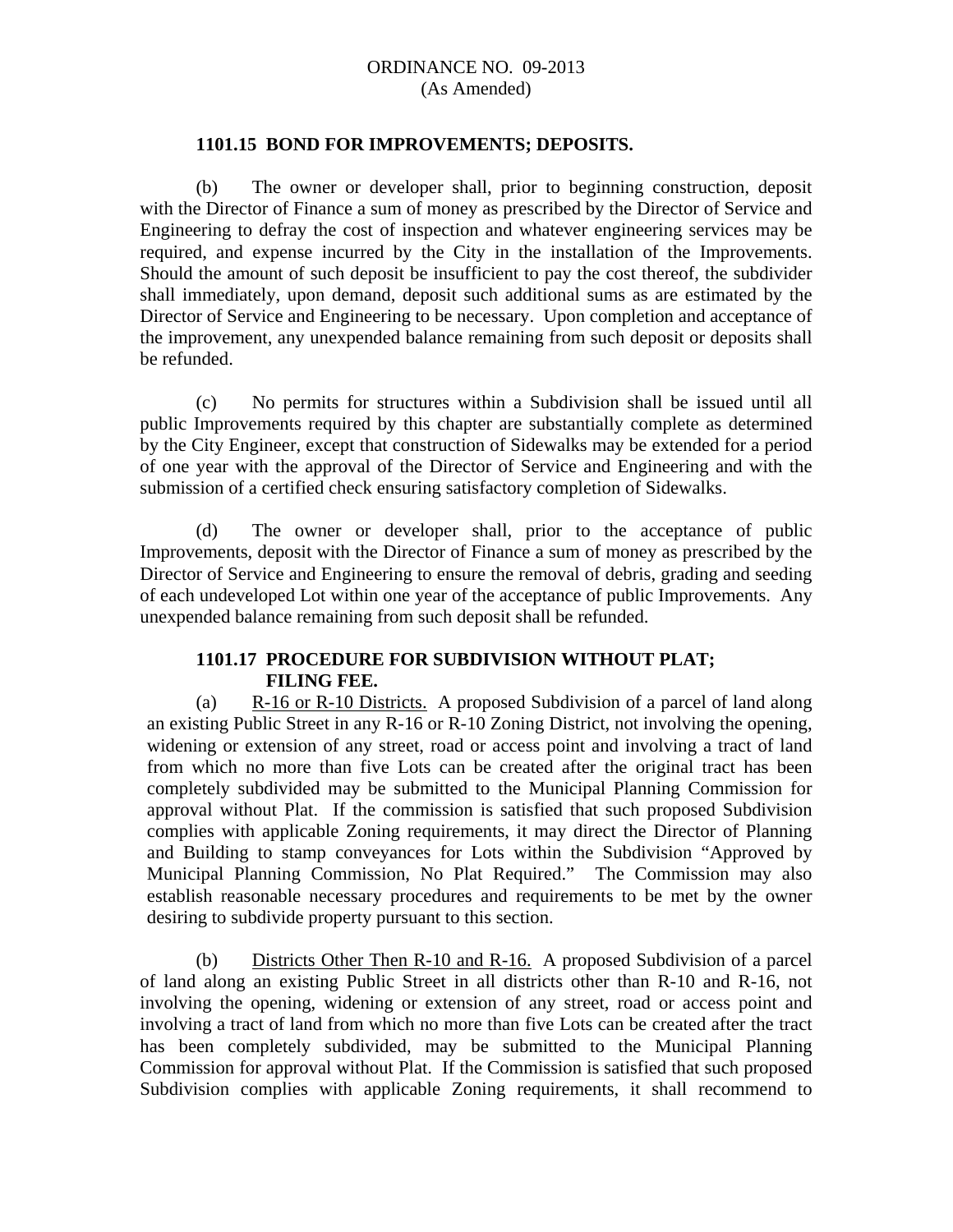ORDINANCE NO. 09-2013
(As Amended)

**1101.15 BOND FOR IMPROVEMENTS; DEPOSITS.**

(b) The owner or developer shall, prior to beginning construction, deposit with the Director of Finance a sum of money as prescribed by the Director of Service and Engineering to defray the cost of inspection and whatever engineering services may be required, and expense incurred by the City in the installation of the Improvements. Should the amount of such deposit be insufficient to pay the cost thereof, the subdivider shall immediately, upon demand, deposit such additional sums as are estimated by the Director of Service and Engineering to be necessary. Upon completion and acceptance of the improvement, any unexpended balance remaining from such deposit or deposits shall be refunded.

(c) No permits for structures within a Subdivision shall be issued until all public Improvements required by this chapter are substantially complete as determined by the City Engineer, except that construction of Sidewalks may be extended for a period of one year with the approval of the Director of Service and Engineering and with the submission of a certified check ensuring satisfactory completion of Sidewalks.

(d) The owner or developer shall, prior to the acceptance of public Improvements, deposit with the Director of Finance a sum of money as prescribed by the Director of Service and Engineering to ensure the removal of debris, grading and seeding of each undeveloped Lot within one year of the acceptance of public Improvements. Any unexpended balance remaining from such deposit shall be refunded.

**1101.17 PROCEDURE FOR SUBDIVISION WITHOUT PLAT; FILING FEE.**

(a) R-16 or R-10 Districts. A proposed Subdivision of a parcel of land along an existing Public Street in any R-16 or R-10 Zoning District, not involving the opening, widening or extension of any street, road or access point and involving a tract of land from which no more than five Lots can be created after the original tract has been completely subdivided may be submitted to the Municipal Planning Commission for approval without Plat. If the commission is satisfied that such proposed Subdivision complies with applicable Zoning requirements, it may direct the Director of Planning and Building to stamp conveyances for Lots within the Subdivision "Approved by Municipal Planning Commission, No Plat Required." The Commission may also establish reasonable necessary procedures and requirements to be met by the owner desiring to subdivide property pursuant to this section.

(b) Districts Other Then R-10 and R-16. A proposed Subdivision of a parcel of land along an existing Public Street in all districts other than R-10 and R-16, not involving the opening, widening or extension of any street, road or access point and involving a tract of land from which no more than five Lots can be created after the tract has been completely subdivided, may be submitted to the Municipal Planning Commission for approval without Plat. If the Commission is satisfied that such proposed Subdivision complies with applicable Zoning requirements, it shall recommend to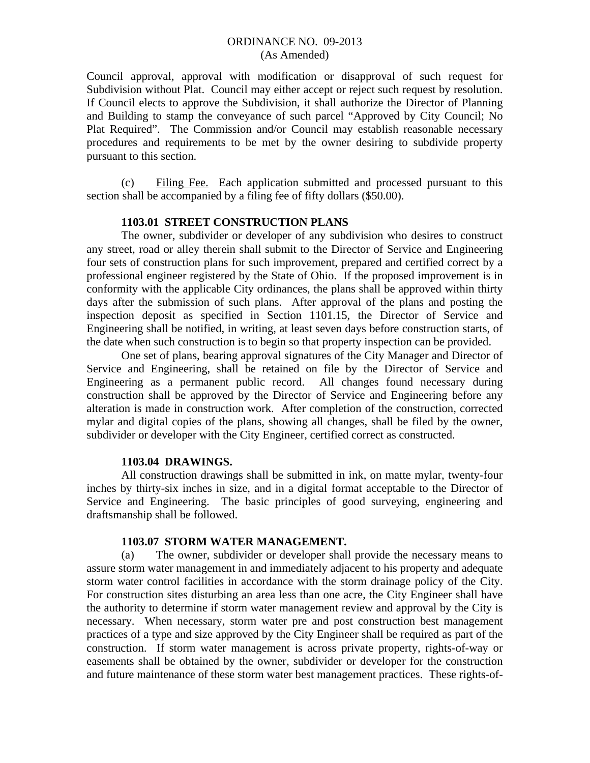Council approval, approval with modification or disapproval of such request for Subdivision without Plat. Council may either accept or reject such request by resolution. If Council elects to approve the Subdivision, it shall authorize the Director of Planning and Building to stamp the conveyance of such parcel "Approved by City Council; No Plat Required". The Commission and/or Council may establish reasonable necessary procedures and requirements to be met by the owner desiring to subdivide property pursuant to this section.

(c) Filing Fee. Each application submitted and processed pursuant to this section shall be accompanied by a filing fee of fifty dollars ($50.00).

**1103.01 STREET CONSTRUCTION PLANS**

The owner, subdivider or developer of any subdivision who desires to construct any street, road or alley therein shall submit to the Director of Service and Engineering four sets of construction plans for such improvement, prepared and certified correct by a professional engineer registered by the State of Ohio. If the proposed improvement is in conformity with the applicable City ordinances, the plans shall be approved within thirty days after the submission of such plans. After approval of the plans and posting the inspection deposit as specified in Section 1101.15, the Director of Service and Engineering shall be notified, in writing, at least seven days before construction starts, of the date when such construction is to begin so that property inspection can be provided.

One set of plans, bearing approval signatures of the City Manager and Director of Service and Engineering, shall be retained on file by the Director of Service and Engineering as a permanent public record. All changes found necessary during construction shall be approved by the Director of Service and Engineering before any alteration is made in construction work. After completion of the construction, corrected mylar and digital copies of the plans, showing all changes, shall be filed by the owner, subdivider or developer with the City Engineer, certified correct as constructed.

**1103.04 DRAWINGS.**

All construction drawings shall be submitted in ink, on matte mylar, twenty-four inches by thirty-six inches in size, and in a digital format acceptable to the Director of Service and Engineering. The basic principles of good surveying, engineering and draftsmanship shall be followed.

**1103.07 STORM WATER MANAGEMENT.**

(a) The owner, subdivider or developer shall provide the necessary means to assure storm water management in and immediately adjacent to his property and adequate storm water control facilities in accordance with the storm drainage policy of the City. For construction sites disturbing an area less than one acre, the City Engineer shall have the authority to determine if storm water management review and approval by the City is necessary. When necessary, storm water pre and post construction best management practices of a type and size approved by the City Engineer shall be required as part of the construction. If storm water management is across private property, rights-of-way or easements shall be obtained by the owner, subdivider or developer for the construction and future maintenance of these storm water best management practices. These rights-of-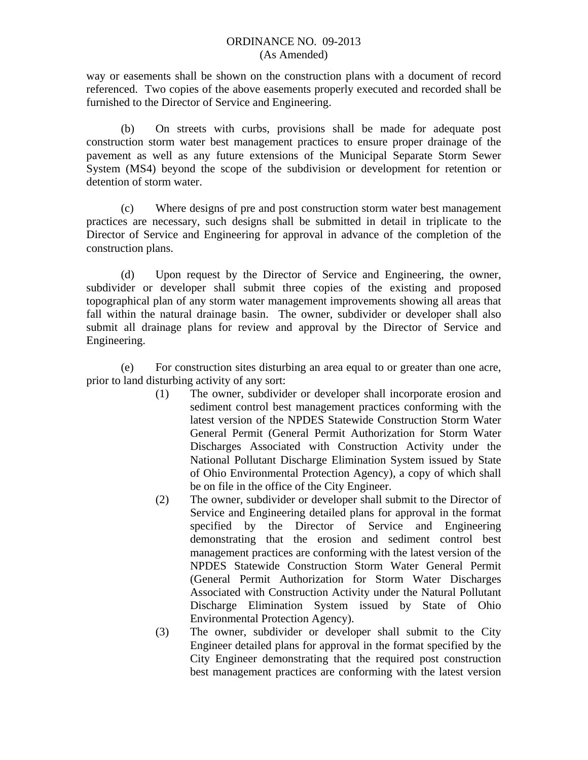way or easements shall be shown on the construction plans with a document of record referenced. Two copies of the above easements properly executed and recorded shall be furnished to the Director of Service and Engineering.

(b) On streets with curbs, provisions shall be made for adequate post construction storm water best management practices to ensure proper drainage of the pavement as well as any future extensions of the Municipal Separate Storm Sewer System (MS4) beyond the scope of the subdivision or development for retention or detention of storm water.

(c) Where designs of pre and post construction storm water best management practices are necessary, such designs shall be submitted in detail in triplicate to the Director of Service and Engineering for approval in advance of the completion of the construction plans.

(d) Upon request by the Director of Service and Engineering, the owner, subdivider or developer shall submit three copies of the existing and proposed topographical plan of any storm water management improvements showing all areas that fall within the natural drainage basin. The owner, subdivider or developer shall also submit all drainage plans for review and approval by the Director of Service and Engineering.

(e) For construction sites disturbing an area equal to or greater than one acre, prior to land disturbing activity of any sort:

(1) The owner, subdivider or developer shall incorporate erosion and sediment control best management practices conforming with the latest version of the NPDES Statewide Construction Storm Water General Permit (General Permit Authorization for Storm Water Discharges Associated with Construction Activity under the National Pollutant Discharge Elimination System issued by State of Ohio Environmental Protection Agency), a copy of which shall be on file in the office of the City Engineer.

(2) The owner, subdivider or developer shall submit to the Director of Service and Engineering detailed plans for approval in the format specified by the Director of Service and Engineering demonstrating that the erosion and sediment control best management practices are conforming with the latest version of the NPDES Statewide Construction Storm Water General Permit (General Permit Authorization for Storm Water Discharges Associated with Construction Activity under the Natural Pollutant Discharge Elimination System issued by State of Ohio Environmental Protection Agency).

(3) The owner, subdivider or developer shall submit to the City Engineer detailed plans for approval in the format specified by the City Engineer demonstrating that the required post construction best management practices are conforming with the latest version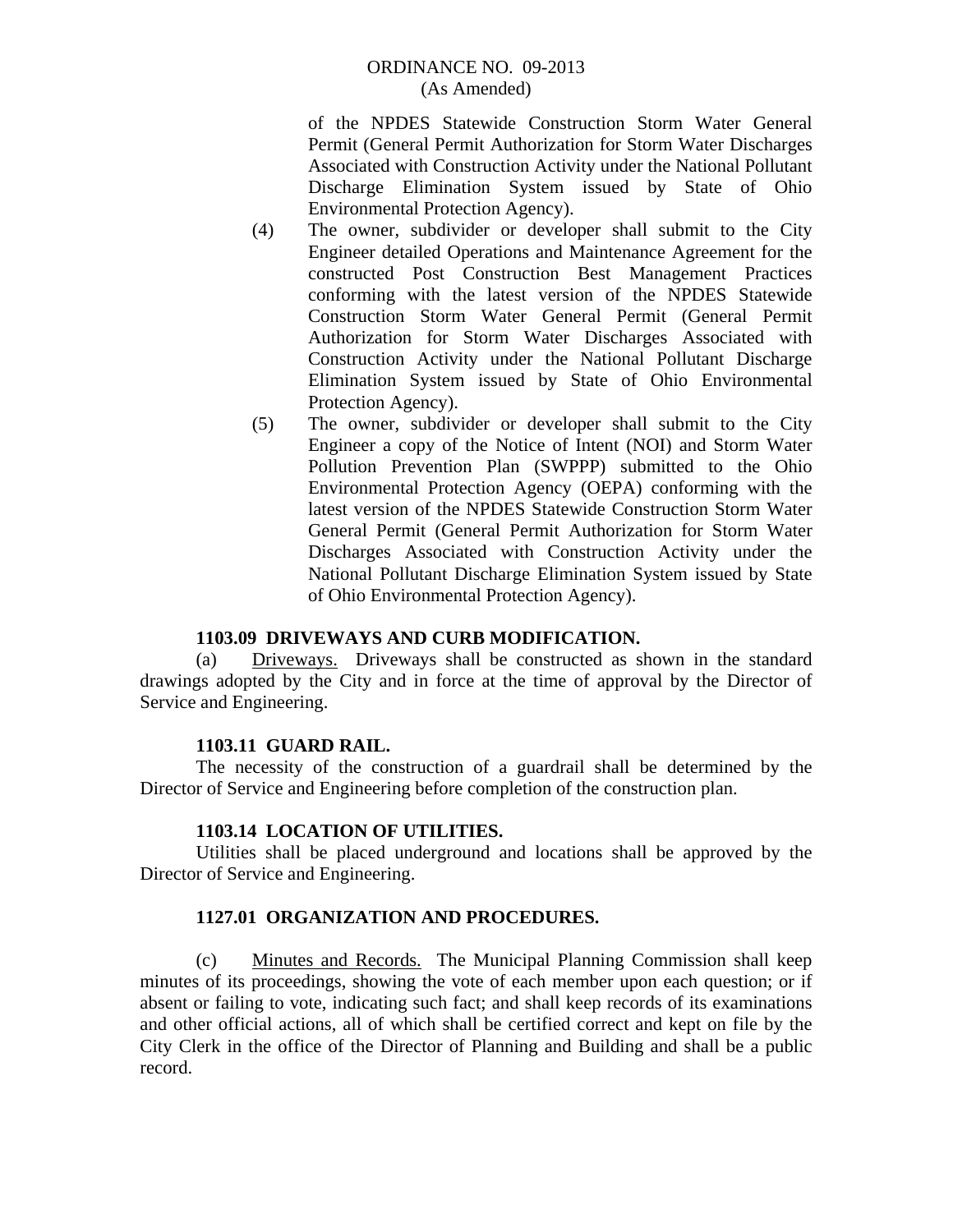of the NPDES Statewide Construction Storm Water General Permit (General Permit Authorization for Storm Water Discharges Associated with Construction Activity under the National Pollutant Discharge Elimination System issued by State of Ohio Environmental Protection Agency).

(4) The owner, subdivider or developer shall submit to the City Engineer detailed Operations and Maintenance Agreement for the constructed Post Construction Best Management Practices conforming with the latest version of the NPDES Statewide Construction Storm Water General Permit (General Permit Authorization for Storm Water Discharges Associated with Construction Activity under the National Pollutant Discharge Elimination System issued by State of Ohio Environmental Protection Agency).

(5) The owner, subdivider or developer shall submit to the City Engineer a copy of the Notice of Intent (NOI) and Storm Water Pollution Prevention Plan (SWPPP) submitted to the Ohio Environmental Protection Agency (OEPA) conforming with the latest version of the NPDES Statewide Construction Storm Water General Permit (General Permit Authorization for Storm Water Discharges Associated with Construction Activity under the National Pollutant Discharge Elimination System issued by State of Ohio Environmental Protection Agency).

**1103.09 DRIVEWAYS AND CURB MODIFICATION.**

(a) Driveways. Driveways shall be constructed as shown in the standard drawings adopted by the City and in force at the time of approval by the Director of Service and Engineering.

**1103.11 GUARD RAIL.**

The necessity of the construction of a guardrail shall be determined by the Director of Service and Engineering before completion of the construction plan.

**1103.14 LOCATION OF UTILITIES.**

Utilities shall be placed underground and locations shall be approved by the Director of Service and Engineering.

**1127.01 ORGANIZATION AND PROCEDURES.**

(c) Minutes and Records. The Municipal Planning Commission shall keep minutes of its proceedings, showing the vote of each member upon each question; or if absent or failing to vote, indicating such fact; and shall keep records of its examinations and other official actions, all of which shall be certified correct and kept on file by the City Clerk in the office of the Director of Planning and Building and shall be a public record.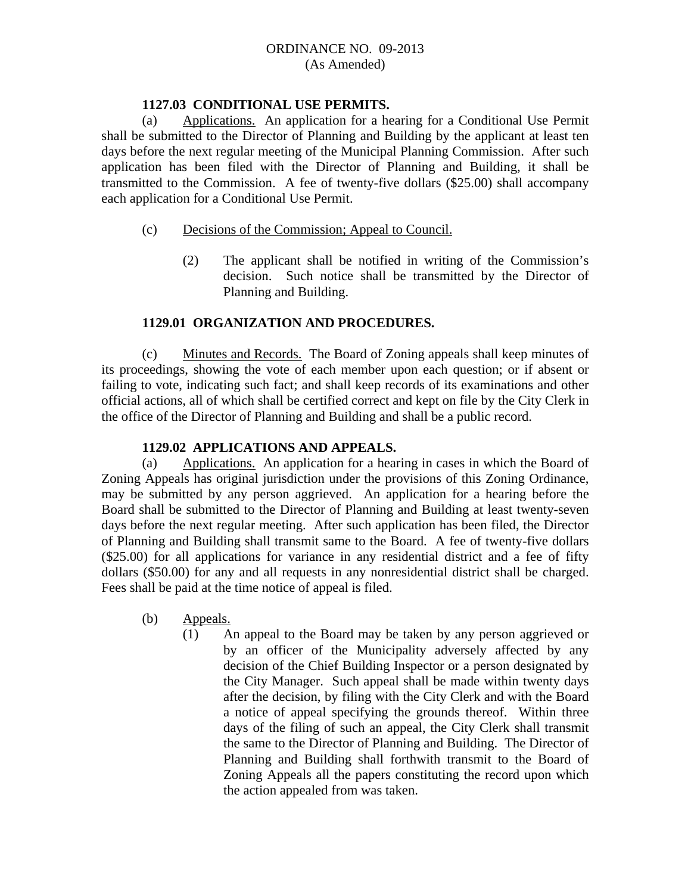ORDINANCE NO. 09-2013
(As Amended)

**1127.03 CONDITIONAL USE PERMITS.**

(a) Applications. An application for a hearing for a Conditional Use Permit shall be submitted to the Director of Planning and Building by the applicant at least ten days before the next regular meeting of the Municipal Planning Commission. After such application has been filed with the Director of Planning and Building, it shall be transmitted to the Commission. A fee of twenty-five dollars ($25.00) shall accompany each application for a Conditional Use Permit.

(c) Decisions of the Commission; Appeal to Council.

(2) The applicant shall be notified in writing of the Commission's decision. Such notice shall be transmitted by the Director of Planning and Building.

**1129.01 ORGANIZATION AND PROCEDURES.**

(c) Minutes and Records. The Board of Zoning appeals shall keep minutes of its proceedings, showing the vote of each member upon each question; or if absent or failing to vote, indicating such fact; and shall keep records of its examinations and other official actions, all of which shall be certified correct and kept on file by the City Clerk in the office of the Director of Planning and Building and shall be a public record.

**1129.02 APPLICATIONS AND APPEALS.**

(a) Applications. An application for a hearing in cases in which the Board of Zoning Appeals has original jurisdiction under the provisions of this Zoning Ordinance, may be submitted by any person aggrieved. An application for a hearing before the Board shall be submitted to the Director of Planning and Building at least twenty-seven days before the next regular meeting. After such application has been filed, the Director of Planning and Building shall transmit same to the Board. A fee of twenty-five dollars ($25.00) for all applications for variance in any residential district and a fee of fifty dollars ($50.00) for any and all requests in any nonresidential district shall be charged. Fees shall be paid at the time notice of appeal is filed.

(b) Appeals.

(1) An appeal to the Board may be taken by any person aggrieved or by an officer of the Municipality adversely affected by any decision of the Chief Building Inspector or a person designated by the City Manager. Such appeal shall be made within twenty days after the decision, by filing with the City Clerk and with the Board a notice of appeal specifying the grounds thereof. Within three days of the filing of such an appeal, the City Clerk shall transmit the same to the Director of Planning and Building. The Director of Planning and Building shall forthwith transmit to the Board of Zoning Appeals all the papers constituting the record upon which the action appealed from was taken.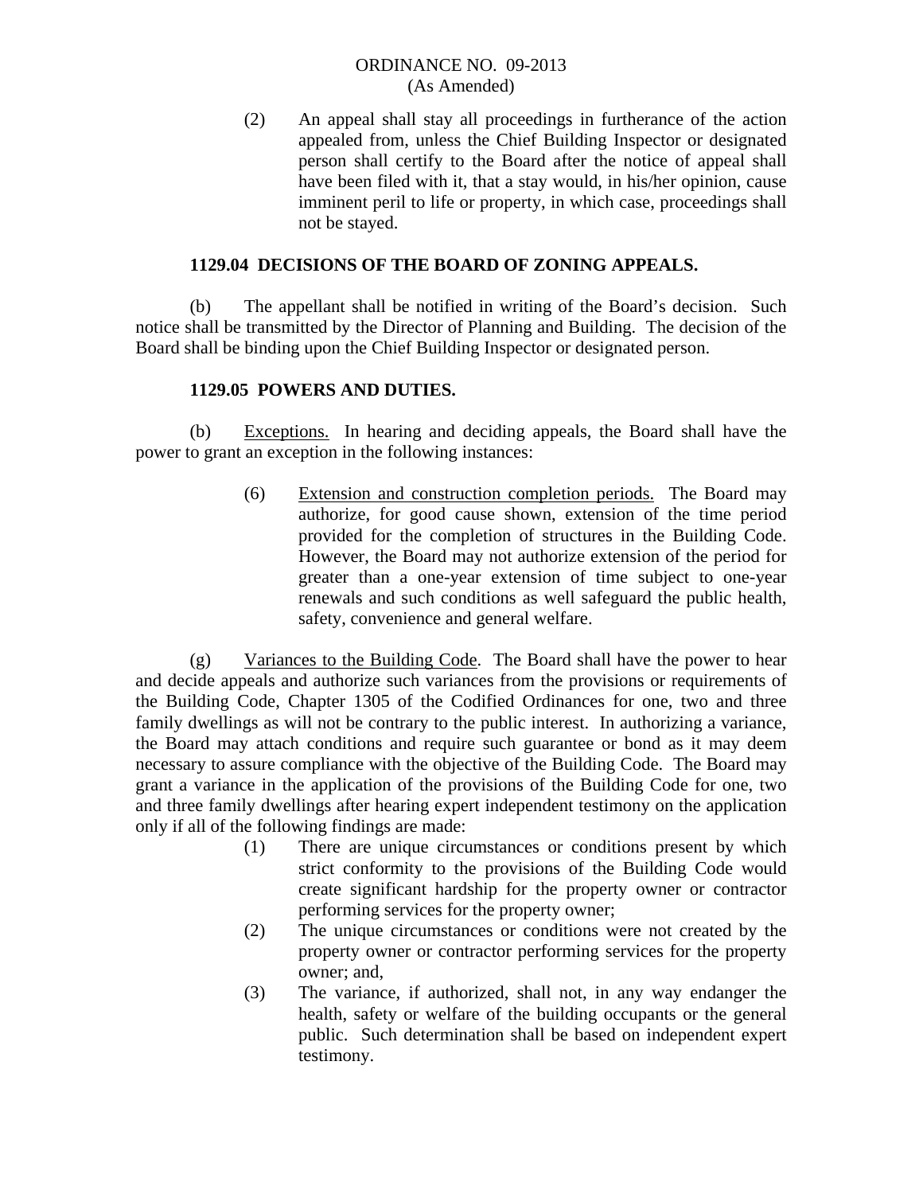(2) An appeal shall stay all proceedings in furtherance of the action appealed from, unless the Chief Building Inspector or designated person shall certify to the Board after the notice of appeal shall have been filed with it, that a stay would, in his/her opinion, cause imminent peril to life or property, in which case, proceedings shall not be stayed.

### 1129.04 DECISIONS OF THE BOARD OF ZONING APPEALS.

(b) The appellant shall be notified in writing of the Board's decision. Such notice shall be transmitted by the Director of Planning and Building. The decision of the Board shall be binding upon the Chief Building Inspector or designated person.

### 1129.05 POWERS AND DUTIES.

(b) Exceptions. In hearing and deciding appeals, the Board shall have the power to grant an exception in the following instances:

(6) Extension and construction completion periods. The Board may authorize, for good cause shown, extension of the time period provided for the completion of structures in the Building Code. However, the Board may not authorize extension of the period for greater than a one-year extension of time subject to one-year renewals and such conditions as well safeguard the public health, safety, convenience and general welfare.

(g) Variances to the Building Code. The Board shall have the power to hear and decide appeals and authorize such variances from the provisions or requirements of the Building Code, Chapter 1305 of the Codified Ordinances for one, two and three family dwellings as will not be contrary to the public interest. In authorizing a variance, the Board may attach conditions and require such guarantee or bond as it may deem necessary to assure compliance with the objective of the Building Code. The Board may grant a variance in the application of the provisions of the Building Code for one, two and three family dwellings after hearing expert independent testimony on the application only if all of the following findings are made:

(1) There are unique circumstances or conditions present by which strict conformity to the provisions of the Building Code would create significant hardship for the property owner or contractor performing services for the property owner;

(2) The unique circumstances or conditions were not created by the property owner or contractor performing services for the property owner; and,

(3) The variance, if authorized, shall not, in any way endanger the health, safety or welfare of the building occupants or the general public. Such determination shall be based on independent expert testimony.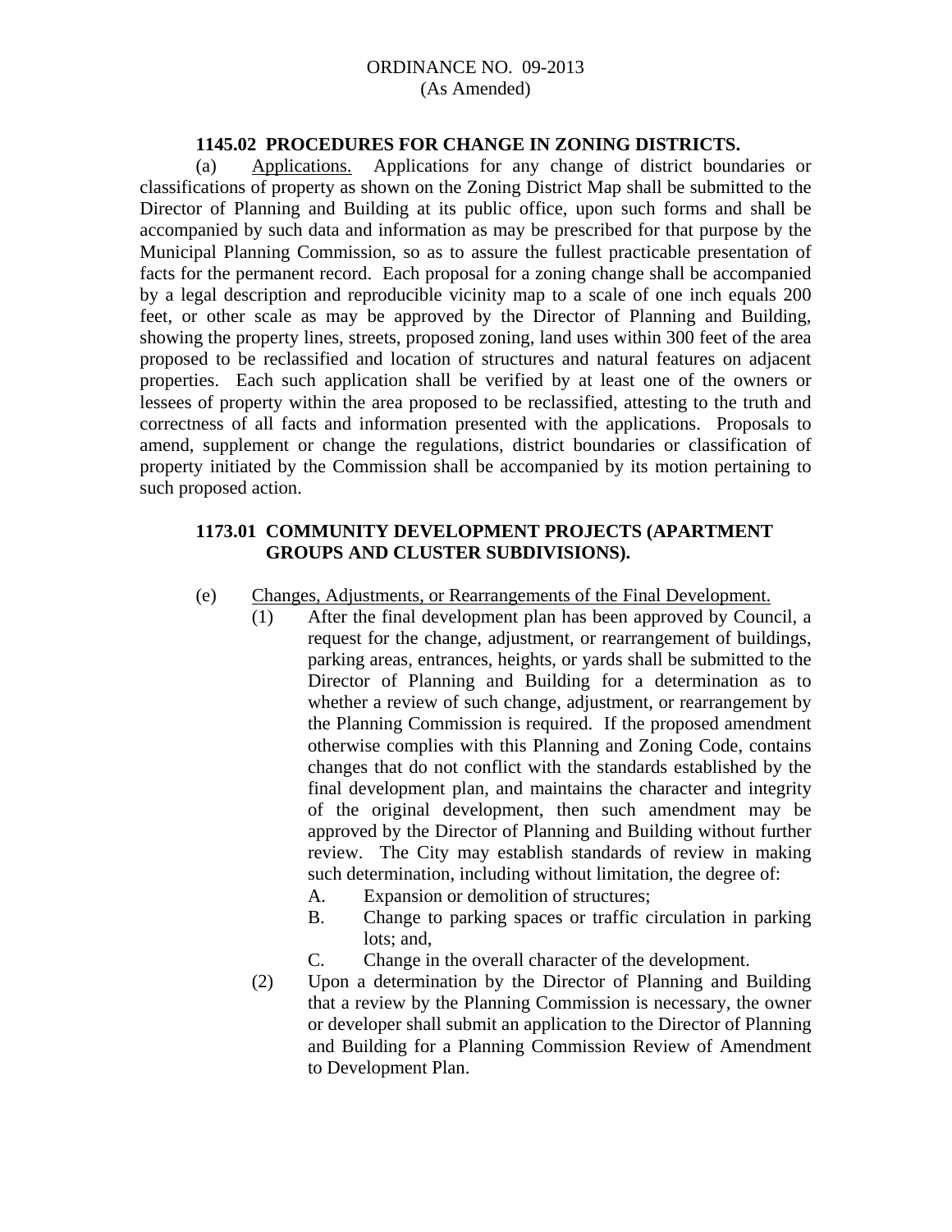ORDINANCE NO. 09-2013
(As Amended)

**1145.02 PROCEDURES FOR CHANGE IN ZONING DISTRICTS.**

(a) Applications. Applications for any change of district boundaries or classifications of property as shown on the Zoning District Map shall be submitted to the Director of Planning and Building at its public office, upon such forms and shall be accompanied by such data and information as may be prescribed for that purpose by the Municipal Planning Commission, so as to assure the fullest practicable presentation of facts for the permanent record. Each proposal for a zoning change shall be accompanied by a legal description and reproducible vicinity map to a scale of one inch equals 200 feet, or other scale as may be approved by the Director of Planning and Building, showing the property lines, streets, proposed zoning, land uses within 300 feet of the area proposed to be reclassified and location of structures and natural features on adjacent properties. Each such application shall be verified by at least one of the owners or lessees of property within the area proposed to be reclassified, attesting to the truth and correctness of all facts and information presented with the applications. Proposals to amend, supplement or change the regulations, district boundaries or classification of property initiated by the Commission shall be accompanied by its motion pertaining to such proposed action.

**1173.01 COMMUNITY DEVELOPMENT PROJECTS (APARTMENT GROUPS AND CLUSTER SUBDIVISIONS).**

(e) Changes, Adjustments, or Rearrangements of the Final Development.

(1) After the final development plan has been approved by Council, a request for the change, adjustment, or rearrangement of buildings, parking areas, entrances, heights, or yards shall be submitted to the Director of Planning and Building for a determination as to whether a review of such change, adjustment, or rearrangement by the Planning Commission is required. If the proposed amendment otherwise complies with this Planning and Zoning Code, contains changes that do not conflict with the standards established by the final development plan, and maintains the character and integrity of the original development, then such amendment may be approved by the Director of Planning and Building without further review. The City may establish standards of review in making such determination, including without limitation, the degree of:

A. Expansion or demolition of structures;

B. Change to parking spaces or traffic circulation in parking lots; and,

C. Change in the overall character of the development.

(2) Upon a determination by the Director of Planning and Building that a review by the Planning Commission is necessary, the owner or developer shall submit an application to the Director of Planning and Building for a Planning Commission Review of Amendment to Development Plan.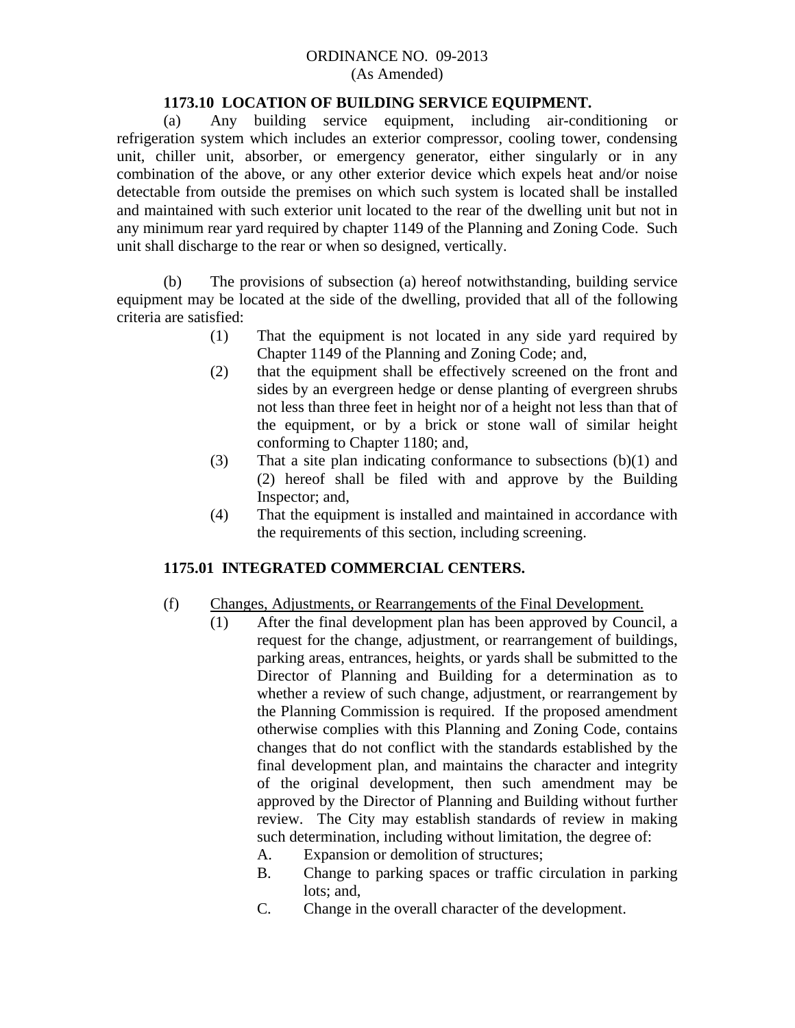ORDINANCE NO. 09-2013
(As Amended)

**1173.10 LOCATION OF BUILDING SERVICE EQUIPMENT.**

(a) Any building service equipment, including air-conditioning or refrigeration system which includes an exterior compressor, cooling tower, condensing unit, chiller unit, absorber, or emergency generator, either singularly or in any combination of the above, or any other exterior device which expels heat and/or noise detectable from outside the premises on which such system is located shall be installed and maintained with such exterior unit located to the rear of the dwelling unit but not in any minimum rear yard required by chapter 1149 of the Planning and Zoning Code. Such unit shall discharge to the rear or when so designed, vertically.

(b) The provisions of subsection (a) hereof notwithstanding, building service equipment may be located at the side of the dwelling, provided that all of the following criteria are satisfied:

(1) That the equipment is not located in any side yard required by Chapter 1149 of the Planning and Zoning Code; and,

(2) that the equipment shall be effectively screened on the front and sides by an evergreen hedge or dense planting of evergreen shrubs not less than three feet in height nor of a height not less than that of the equipment, or by a brick or stone wall of similar height conforming to Chapter 1180; and,

(3) That a site plan indicating conformance to subsections (b)(1) and (2) hereof shall be filed with and approve by the Building Inspector; and,

(4) That the equipment is installed and maintained in accordance with the requirements of this section, including screening.

**1175.01 INTEGRATED COMMERCIAL CENTERS.**

(f) Changes, Adjustments, or Rearrangements of the Final Development.

(1) After the final development plan has been approved by Council, a request for the change, adjustment, or rearrangement of buildings, parking areas, entrances, heights, or yards shall be submitted to the Director of Planning and Building for a determination as to whether a review of such change, adjustment, or rearrangement by the Planning Commission is required. If the proposed amendment otherwise complies with this Planning and Zoning Code, contains changes that do not conflict with the standards established by the final development plan, and maintains the character and integrity of the original development, then such amendment may be approved by the Director of Planning and Building without further review. The City may establish standards of review in making such determination, including without limitation, the degree of:

A. Expansion or demolition of structures;

B. Change to parking spaces or traffic circulation in parking lots; and,

C. Change in the overall character of the development.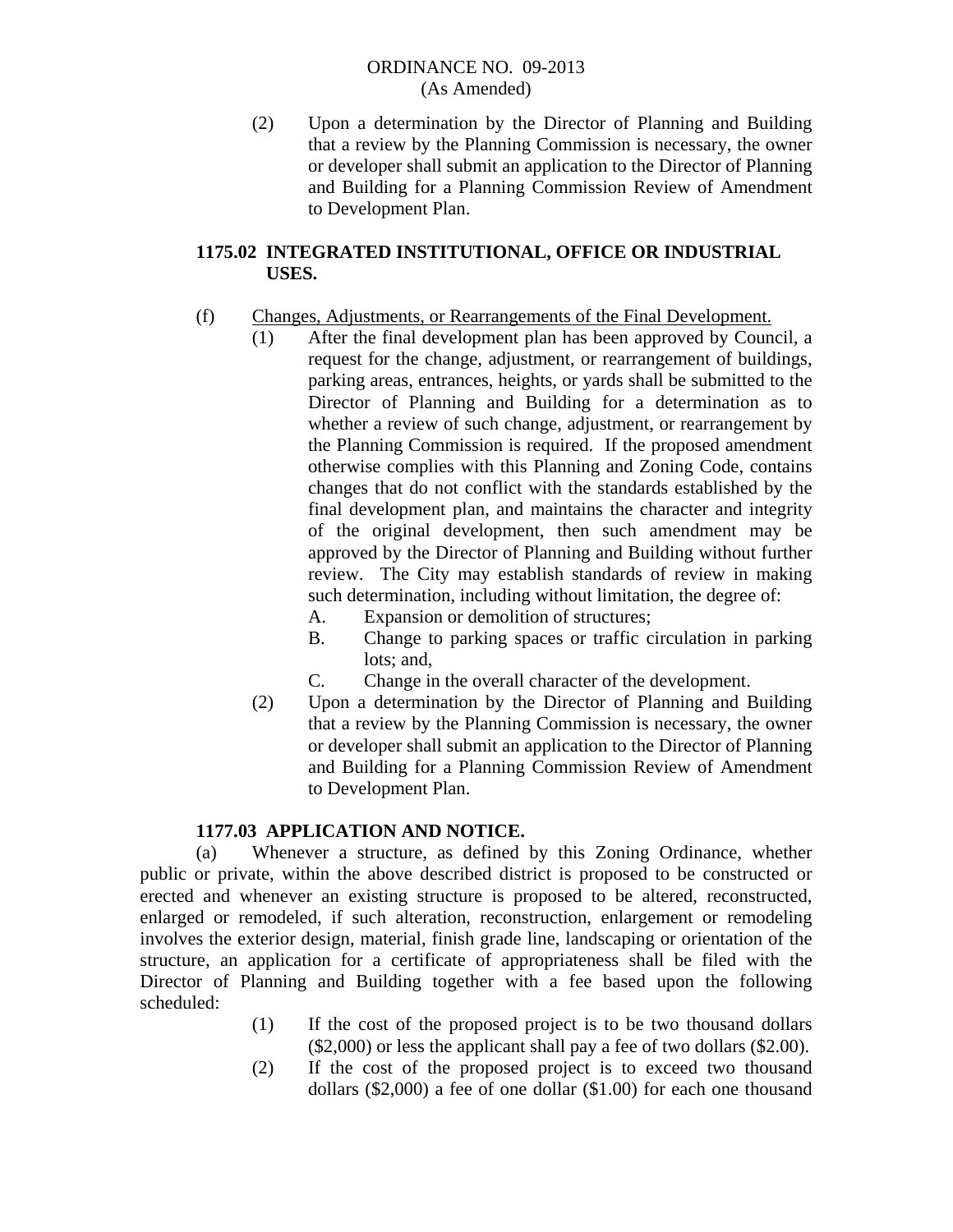(2) Upon a determination by the Director of Planning and Building that a review by the Planning Commission is necessary, the owner or developer shall submit an application to the Director of Planning and Building for a Planning Commission Review of Amendment to Development Plan.

**1175.02 INTEGRATED INSTITUTIONAL, OFFICE OR INDUSTRIAL USES.**

(f) Changes, Adjustments, or Rearrangements of the Final Development.

(1) After the final development plan has been approved by Council, a request for the change, adjustment, or rearrangement of buildings, parking areas, entrances, heights, or yards shall be submitted to the Director of Planning and Building for a determination as to whether a review of such change, adjustment, or rearrangement by the Planning Commission is required. If the proposed amendment otherwise complies with this Planning and Zoning Code, contains changes that do not conflict with the standards established by the final development plan, and maintains the character and integrity of the original development, then such amendment may be approved by the Director of Planning and Building without further review. The City may establish standards of review in making such determination, including without limitation, the degree of:

A. Expansion or demolition of structures;

B. Change to parking spaces or traffic circulation in parking lots; and,

C. Change in the overall character of the development.

(2) Upon a determination by the Director of Planning and Building that a review by the Planning Commission is necessary, the owner or developer shall submit an application to the Director of Planning and Building for a Planning Commission Review of Amendment to Development Plan.

**1177.03 APPLICATION AND NOTICE.**

(a) Whenever a structure, as defined by this Zoning Ordinance, whether public or private, within the above described district is proposed to be constructed or erected and whenever an existing structure is proposed to be altered, reconstructed, enlarged or remodeled, if such alteration, reconstruction, enlargement or remodeling involves the exterior design, material, finish grade line, landscaping or orientation of the structure, an application for a certificate of appropriateness shall be filed with the Director of Planning and Building together with a fee based upon the following scheduled:

(1) If the cost of the proposed project is to be two thousand dollars ($2,000) or less the applicant shall pay a fee of two dollars ($2.00).

(2) If the cost of the proposed project is to exceed two thousand dollars ($2,000) a fee of one dollar ($1.00) for each one thousand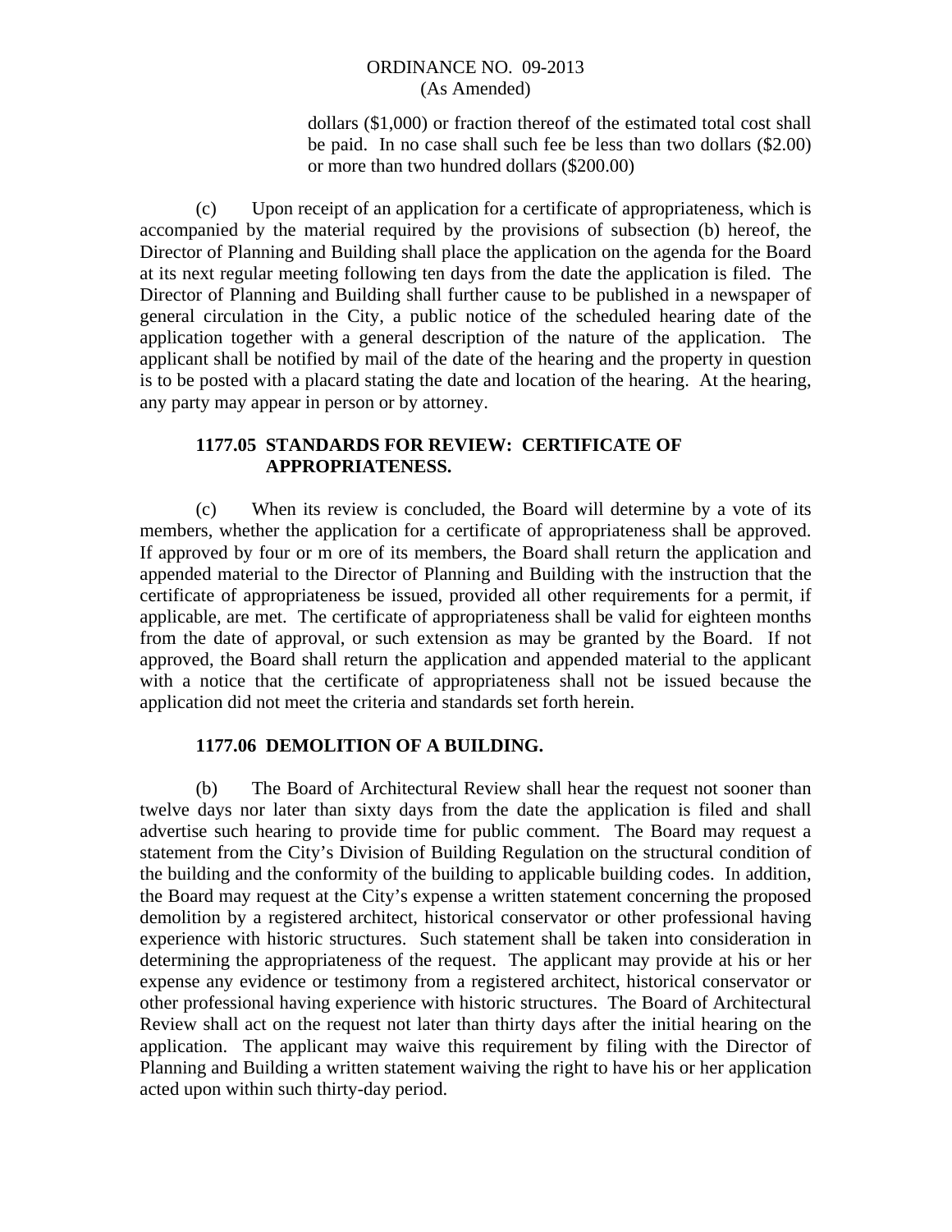dollars ($1,000) or fraction thereof of the estimated total cost shall be paid. In no case shall such fee be less than two dollars ($2.00) or more than two hundred dollars ($200.00)

(c) Upon receipt of an application for a certificate of appropriateness, which is accompanied by the material required by the provisions of subsection (b) hereof, the Director of Planning and Building shall place the application on the agenda for the Board at its next regular meeting following ten days from the date the application is filed. The Director of Planning and Building shall further cause to be published in a newspaper of general circulation in the City, a public notice of the scheduled hearing date of the application together with a general description of the nature of the application. The applicant shall be notified by mail of the date of the hearing and the property in question is to be posted with a placard stating the date and location of the hearing. At the hearing, any party may appear in person or by attorney.

**1177.05 STANDARDS FOR REVIEW: CERTIFICATE OF APPROPRIATENESS.**

(c) When its review is concluded, the Board will determine by a vote of its members, whether the application for a certificate of appropriateness shall be approved. If approved by four or m ore of its members, the Board shall return the application and appended material to the Director of Planning and Building with the instruction that the certificate of appropriateness be issued, provided all other requirements for a permit, if applicable, are met. The certificate of appropriateness shall be valid for eighteen months from the date of approval, or such extension as may be granted by the Board. If not approved, the Board shall return the application and appended material to the applicant with a notice that the certificate of appropriateness shall not be issued because the application did not meet the criteria and standards set forth herein.

**1177.06 DEMOLITION OF A BUILDING.**

(b) The Board of Architectural Review shall hear the request not sooner than twelve days nor later than sixty days from the date the application is filed and shall advertise such hearing to provide time for public comment. The Board may request a statement from the City's Division of Building Regulation on the structural condition of the building and the conformity of the building to applicable building codes. In addition, the Board may request at the City's expense a written statement concerning the proposed demolition by a registered architect, historical conservator or other professional having experience with historic structures. Such statement shall be taken into consideration in determining the appropriateness of the request. The applicant may provide at his or her expense any evidence or testimony from a registered architect, historical conservator or other professional having experience with historic structures. The Board of Architectural Review shall act on the request not later than thirty days after the initial hearing on the application. The applicant may waive this requirement by filing with the Director of Planning and Building a written statement waiving the right to have his or her application acted upon within such thirty-day period.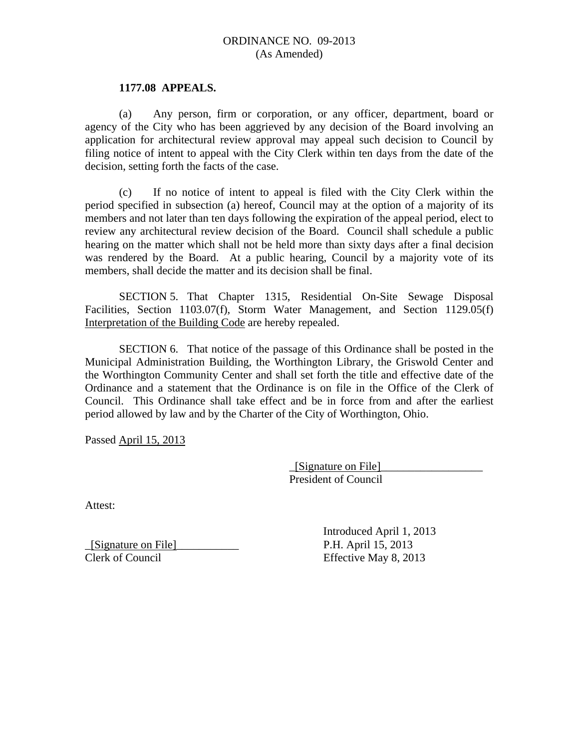ORDINANCE NO. 09-2013
(As Amended)

**1177.08 APPEALS.**

(a) Any person, firm or corporation, or any officer, department, board or agency of the City who has been aggrieved by any decision of the Board involving an application for architectural review approval may appeal such decision to Council by filing notice of intent to appeal with the City Clerk within ten days from the date of the decision, setting forth the facts of the case.

(c) If no notice of intent to appeal is filed with the City Clerk within the period specified in subsection (a) hereof, Council may at the option of a majority of its members and not later than ten days following the expiration of the appeal period, elect to review any architectural review decision of the Board. Council shall schedule a public hearing on the matter which shall not be held more than sixty days after a final decision was rendered by the Board. At a public hearing, Council by a majority vote of its members, shall decide the matter and its decision shall be final.

SECTION 5. That Chapter 1315, Residential On-Site Sewage Disposal Facilities, Section 1103.07(f), Storm Water Management, and Section 1129.05(f) Interpretation of the Building Code are hereby repealed.

SECTION 6. That notice of the passage of this Ordinance shall be posted in the Municipal Administration Building, the Worthington Library, the Griswold Center and the Worthington Community Center and shall set forth the title and effective date of the Ordinance and a statement that the Ordinance is on file in the Office of the Clerk of Council. This Ordinance shall take effect and be in force from and after the earliest period allowed by law and by the Charter of the City of Worthington, Ohio.

Passed April 15, 2013

_[Signature on File]__________________
President of Council

Attest:

_[Signature on File]___________
Clerk of Council

Introduced April 1, 2013
P.H. April 15, 2013
Effective May 8, 2013